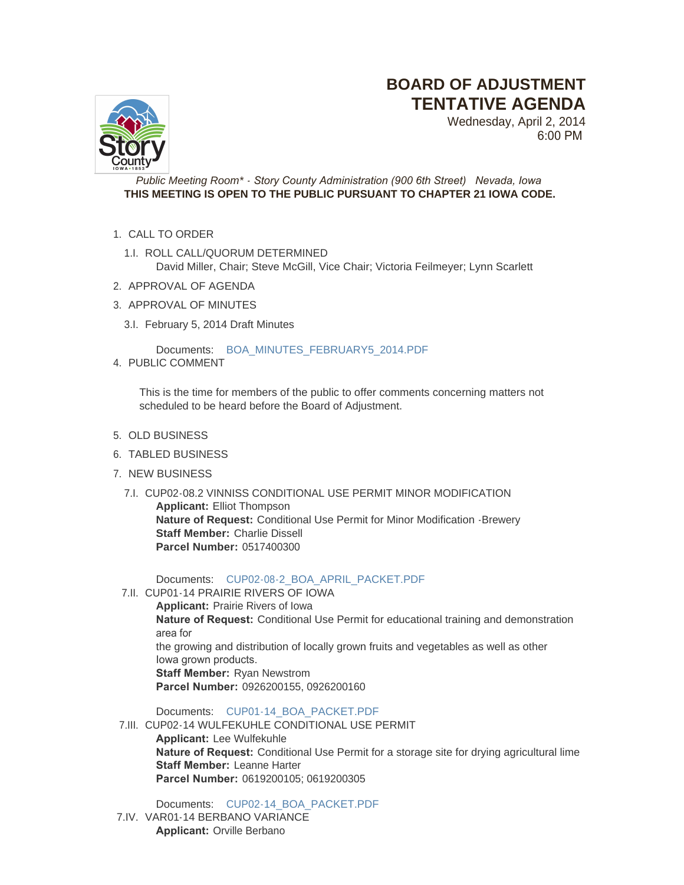# BOARD OF ADJUSTMENT TENTATIVE AGENDA

Wednesday, April 2, 2014
6:00 PM

*Public Meeting Room\* - Story County Administration (900 6th Street) Nevada, Iowa*

**THIS MEETING IS OPEN TO THE PUBLIC PURSUANT TO CHAPTER 21 IOWA CODE.**

1. CALL TO ORDER

   1.I. ROLL CALL/QUORUM DETERMINED
   David Miller, Chair; Steve McGill, Vice Chair; Victoria Feilmeyer; Lynn Scarlett

2. APPROVAL OF AGENDA
3. APPROVAL OF MINUTES

   3.I. February 5, 2014 Draft Minutes

   Documents: BOA_MINUTES_FEBRUARY5_2014.PDF

4. PUBLIC COMMENT

   This is the time for members of the public to offer comments concerning matters not scheduled to be heard before the Board of Adjustment.

5. OLD BUSINESS
6. TABLED BUSINESS
7. NEW BUSINESS

   7.I. CUP02-08.2 VINNISS CONDITIONAL USE PERMIT MINOR MODIFICATION
   **Applicant:** Elliot Thompson
   **Nature of Request:** Conditional Use Permit for Minor Modification -Brewery
   **Staff Member:** Charlie Dissell
   **Parcel Number:** 0517400300

   Documents: CUP02-08-2_BOA_APRIL_PACKET.PDF

   7.II. CUP01-14 PRAIRIE RIVERS OF IOWA
   **Applicant:** Prairie Rivers of Iowa
   **Nature of Request:** Conditional Use Permit for educational training and demonstration area for
   the growing and distribution of locally grown fruits and vegetables as well as other Iowa grown products.
   **Staff Member:** Ryan Newstrom
   **Parcel Number:** 0926200155, 0926200160

   Documents: CUP01-14_BOA_PACKET.PDF

   7.III. CUP02-14 WULFEKUHLE CONDITIONAL USE PERMIT
   **Applicant:** Lee Wulfekuhle
   **Nature of Request:** Conditional Use Permit for a storage site for drying agricultural lime
   **Staff Member:** Leanne Harter
   **Parcel Number:** 0619200105; 0619200305

   Documents: CUP02-14_BOA_PACKET.PDF

   7.IV. VAR01-14 BERBANO VARIANCE
   **Applicant:** Orville Berbano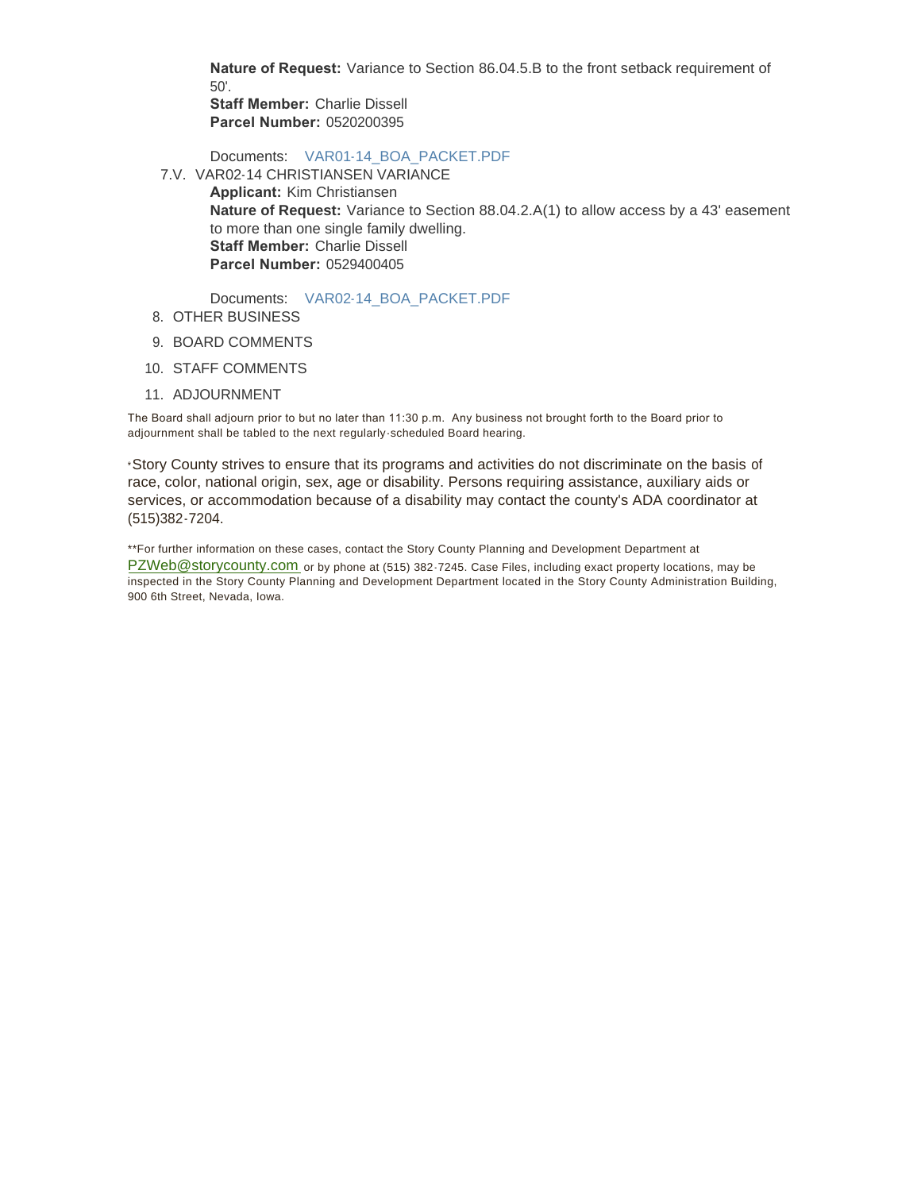**Nature of Request:** Variance to Section 86.04.5.B to the front setback requirement of 50'.
**Staff Member:** Charlie Dissell
**Parcel Number:** 0520200395

Documents: VAR01-14_BOA_PACKET.PDF

7.V. VAR02-14 CHRISTIANSEN VARIANCE

**Applicant:** Kim Christiansen
**Nature of Request:** Variance to Section 88.04.2.A(1) to allow access by a 43' easement to more than one single family dwelling.
**Staff Member:** Charlie Dissell
**Parcel Number:** 0529400405

Documents: VAR02-14_BOA_PACKET.PDF

8. OTHER BUSINESS
9. BOARD COMMENTS
10. STAFF COMMENTS
11. ADJOURNMENT

The Board shall adjourn prior to but no later than 11:30 p.m. Any business not brought forth to the Board prior to adjournment shall be tabled to the next regularly-scheduled Board hearing.

*Story County strives to ensure that its programs and activities do not discriminate on the basis of race, color, national origin, sex, age or disability. Persons requiring assistance, auxiliary aids or services, or accommodation because of a disability may contact the county's ADA coordinator at (515)382-7204.

**For further information on these cases, contact the Story County Planning and Development Department at PZWeb@storycounty.com or by phone at (515) 382-7245. Case Files, including exact property locations, may be inspected in the Story County Planning and Development Department located in the Story County Administration Building, 900 6th Street, Nevada, Iowa.